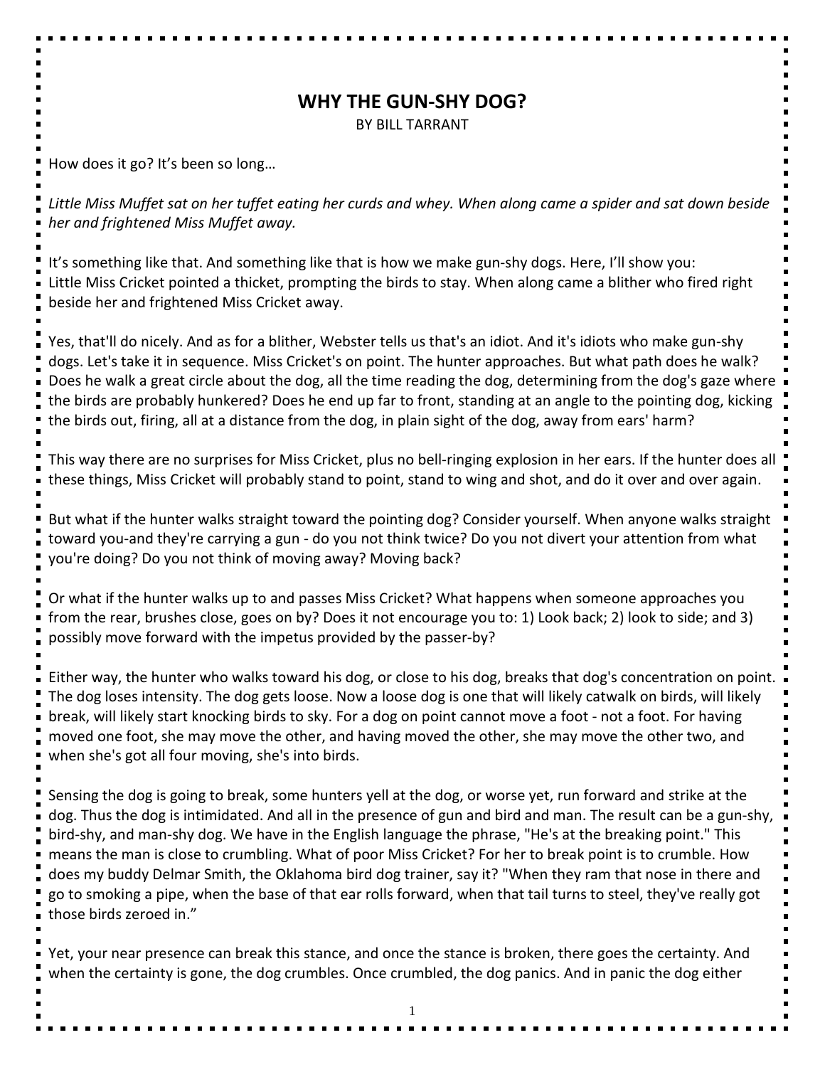# WHY THE GUN-SHY DOG?

BY BILL TARRANT

How does it go? It’s been so long…

*Little Miss Muffet sat on her tuffet eating her curds and whey. When along came a spider and sat down beside her and frightened Miss Muffet away.*

It’s something like that. And something like that is how we make gun-shy dogs. Here, I’ll show you: Little Miss Cricket pointed a thicket, prompting the birds to stay. When along came a blither who fired right beside her and frightened Miss Cricket away.

Yes, that'll do nicely. And as for a blither, Webster tells us that's an idiot. And it's idiots who make gun-shy dogs. Let's take it in sequence. Miss Cricket's on point. The hunter approaches. But what path does he walk? Does he walk a great circle about the dog, all the time reading the dog, determining from the dog's gaze where the birds are probably hunkered? Does he end up far to front, standing at an angle to the pointing dog, kicking the birds out, firing, all at a distance from the dog, in plain sight of the dog, away from ears' harm?

This way there are no surprises for Miss Cricket, plus no bell-ringing explosion in her ears. If the hunter does all these things, Miss Cricket will probably stand to point, stand to wing and shot, and do it over and over again.

But what if the hunter walks straight toward the pointing dog? Consider yourself. When anyone walks straight toward you-and they're carrying a gun - do you not think twice? Do you not divert your attention from what you're doing? Do you not think of moving away? Moving back?

Or what if the hunter walks up to and passes Miss Cricket? What happens when someone approaches you from the rear, brushes close, goes on by? Does it not encourage you to: 1) Look back; 2) look to side; and 3) possibly move forward with the impetus provided by the passer-by?

Either way, the hunter who walks toward his dog, or close to his dog, breaks that dog's concentration on point. The dog loses intensity. The dog gets loose. Now a loose dog is one that will likely catwalk on birds, will likely break, will likely start knocking birds to sky. For a dog on point cannot move a foot - not a foot. For having moved one foot, she may move the other, and having moved the other, she may move the other two, and when she's got all four moving, she's into birds.

Sensing the dog is going to break, some hunters yell at the dog, or worse yet, run forward and strike at the dog. Thus the dog is intimidated. And all in the presence of gun and bird and man. The result can be a gun-shy, bird-shy, and man-shy dog. We have in the English language the phrase, "He's at the breaking point." This means the man is close to crumbling. What of poor Miss Cricket? For her to break point is to crumble. How does my buddy Delmar Smith, the Oklahoma bird dog trainer, say it? "When they ram that nose in there and go to smoking a pipe, when the base of that ear rolls forward, when that tail turns to steel, they've really got those birds zeroed in.”

Yet, your near presence can break this stance, and once the stance is broken, there goes the certainty. And when the certainty is gone, the dog crumbles. Once crumbled, the dog panics. And in panic the dog either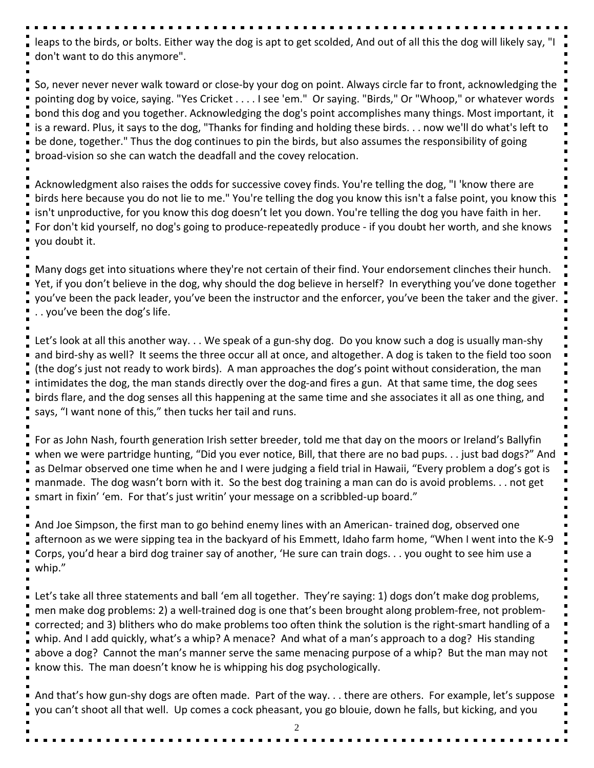leaps to the birds, or bolts. Either way the dog is apt to get scolded, And out of all this the dog will likely say, "I don't want to do this anymore".

So, never never never walk toward or close-by your dog on point. Always circle far to front, acknowledging the pointing dog by voice, saying. "Yes Cricket . . . . I see 'em." Or saying. "Birds," Or "Whoop," or whatever words bond this dog and you together. Acknowledging the dog's point accomplishes many things. Most important, it is a reward. Plus, it says to the dog, "Thanks for finding and holding these birds. . . now we'll do what's left to be done, together." Thus the dog continues to pin the birds, but also assumes the responsibility of going broad-vision so she can watch the deadfall and the covey relocation.

Acknowledgment also raises the odds for successive covey finds. You're telling the dog, "I 'know there are birds here because you do not lie to me." You're telling the dog you know this isn't a false point, you know this isn't unproductive, for you know this dog doesn't let you down. You're telling the dog you have faith in her. For don't kid yourself, no dog's going to produce-repeatedly produce - if you doubt her worth, and she knows you doubt it.

Many dogs get into situations where they're not certain of their find. Your endorsement clinches their hunch. Yet, if you don't believe in the dog, why should the dog believe in herself? In everything you've done together you've been the pack leader, you've been the instructor and the enforcer, you've been the taker and the giver. . . you've been the dog's life.

Let's look at all this another way. . . We speak of a gun-shy dog. Do you know such a dog is usually man-shy and bird-shy as well? It seems the three occur all at once, and altogether. A dog is taken to the field too soon (the dog's just not ready to work birds). A man approaches the dog's point without consideration, the man intimidates the dog, the man stands directly over the dog-and fires a gun. At that same time, the dog sees birds flare, and the dog senses all this happening at the same time and she associates it all as one thing, and says, "I want none of this," then tucks her tail and runs.

For as John Nash, fourth generation Irish setter breeder, told me that day on the moors or Ireland's Ballyfin when we were partridge hunting, "Did you ever notice, Bill, that there are no bad pups. . . just bad dogs?" And as Delmar observed one time when he and I were judging a field trial in Hawaii, "Every problem a dog's got is manmade. The dog wasn't born with it. So the best dog training a man can do is avoid problems. . . not get smart in fixin' 'em. For that's just writin' your message on a scribbled-up board."

And Joe Simpson, the first man to go behind enemy lines with an American- trained dog, observed one afternoon as we were sipping tea in the backyard of his Emmett, Idaho farm home, "When I went into the K-9 Corps, you'd hear a bird dog trainer say of another, 'He sure can train dogs. . . you ought to see him use a whip."

Let's take all three statements and ball 'em all together. They're saying: 1) dogs don't make dog problems, men make dog problems: 2) a well-trained dog is one that's been brought along problem-free, not problem-corrected; and 3) blithers who do make problems too often think the solution is the right-smart handling of a whip. And I add quickly, what's a whip? A menace? And what of a man's approach to a dog? His standing above a dog? Cannot the man's manner serve the same menacing purpose of a whip? But the man may not know this. The man doesn't know he is whipping his dog psychologically.

And that's how gun-shy dogs are often made. Part of the way. . . there are others. For example, let's suppose you can't shoot all that well. Up comes a cock pheasant, you go blouie, down he falls, but kicking, and you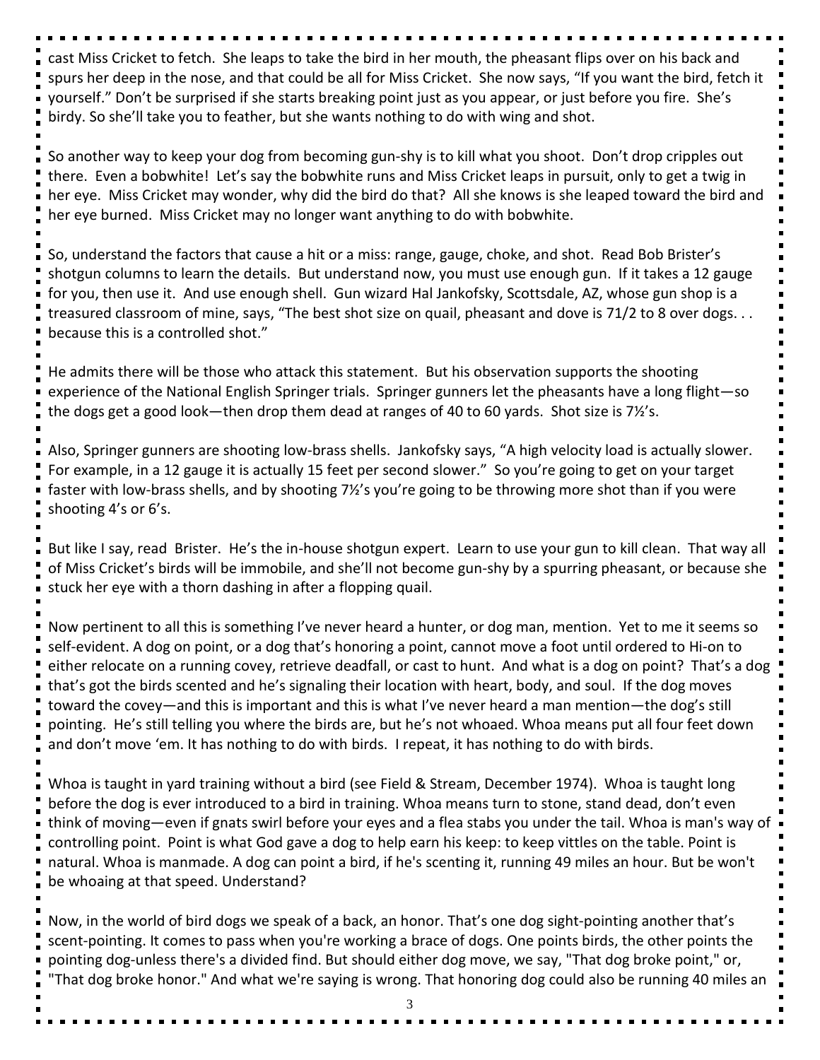cast Miss Cricket to fetch. She leaps to take the bird in her mouth, the pheasant flips over on his back and spurs her deep in the nose, and that could be all for Miss Cricket. She now says, "If you want the bird, fetch it yourself." Don't be surprised if she starts breaking point just as you appear, or just before you fire. She's birdy. So she'll take you to feather, but she wants nothing to do with wing and shot.

So another way to keep your dog from becoming gun-shy is to kill what you shoot. Don't drop cripples out there. Even a bobwhite! Let's say the bobwhite runs and Miss Cricket leaps in pursuit, only to get a twig in her eye. Miss Cricket may wonder, why did the bird do that? All she knows is she leaped toward the bird and her eye burned. Miss Cricket may no longer want anything to do with bobwhite.

So, understand the factors that cause a hit or a miss: range, gauge, choke, and shot. Read Bob Brister's shotgun columns to learn the details. But understand now, you must use enough gun. If it takes a 12 gauge for you, then use it. And use enough shell. Gun wizard Hal Jankofsky, Scottsdale, AZ, whose gun shop is a treasured classroom of mine, says, "The best shot size on quail, pheasant and dove is 71/2 to 8 over dogs. . . because this is a controlled shot."

He admits there will be those who attack this statement. But his observation supports the shooting experience of the National English Springer trials. Springer gunners let the pheasants have a long flight—so the dogs get a good look—then drop them dead at ranges of 40 to 60 yards. Shot size is 7½'s.

Also, Springer gunners are shooting low-brass shells. Jankofsky says, "A high velocity load is actually slower. For example, in a 12 gauge it is actually 15 feet per second slower." So you're going to get on your target faster with low-brass shells, and by shooting 7½'s you're going to be throwing more shot than if you were shooting 4's or 6's.

But like I say, read Brister. He's the in-house shotgun expert. Learn to use your gun to kill clean. That way all of Miss Cricket's birds will be immobile, and she'll not become gun-shy by a spurring pheasant, or because she stuck her eye with a thorn dashing in after a flopping quail.

Now pertinent to all this is something I've never heard a hunter, or dog man, mention. Yet to me it seems so self-evident. A dog on point, or a dog that's honoring a point, cannot move a foot until ordered to Hi-on to either relocate on a running covey, retrieve deadfall, or cast to hunt. And what is a dog on point? That's a dog that's got the birds scented and he's signaling their location with heart, body, and soul. If the dog moves toward the covey—and this is important and this is what I've never heard a man mention—the dog's still pointing. He's still telling you where the birds are, but he's not whoaed. Whoa means put all four feet down and don't move 'em. It has nothing to do with birds. I repeat, it has nothing to do with birds.

Whoa is taught in yard training without a bird (see Field & Stream, December 1974). Whoa is taught long before the dog is ever introduced to a bird in training. Whoa means turn to stone, stand dead, don't even think of moving—even if gnats swirl before your eyes and a flea stabs you under the tail. Whoa is man's way of controlling point. Point is what God gave a dog to help earn his keep: to keep vittles on the table. Point is natural. Whoa is manmade. A dog can point a bird, if he's scenting it, running 49 miles an hour. But be won't be whoaing at that speed. Understand?

Now, in the world of bird dogs we speak of a back, an honor. That's one dog sight-pointing another that's scent-pointing. It comes to pass when you're working a brace of dogs. One points birds, the other points the pointing dog-unless there's a divided find. But should either dog move, we say, "That dog broke point," or, "That dog broke honor." And what we're saying is wrong. That honoring dog could also be running 40 miles an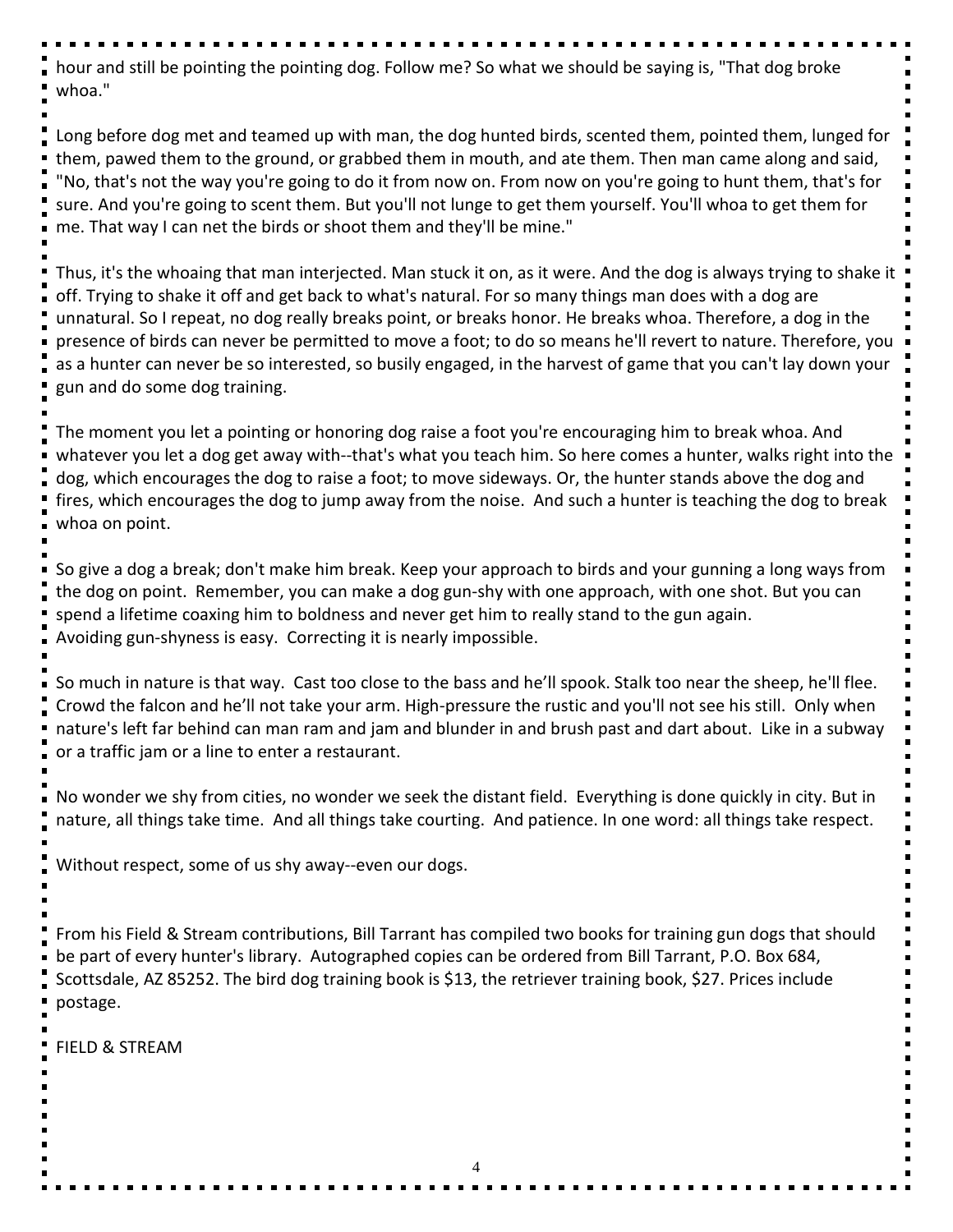hour and still be pointing the pointing dog. Follow me? So what we should be saying is, "That dog broke whoa."

Long before dog met and teamed up with man, the dog hunted birds, scented them, pointed them, lunged for them, pawed them to the ground, or grabbed them in mouth, and ate them. Then man came along and said, "No, that's not the way you're going to do it from now on. From now on you're going to hunt them, that's for sure. And you're going to scent them. But you'll not lunge to get them yourself. You'll whoa to get them for me. That way I can net the birds or shoot them and they'll be mine."

Thus, it's the whoaing that man interjected. Man stuck it on, as it were. And the dog is always trying to shake it off. Trying to shake it off and get back to what's natural. For so many things man does with a dog are unnatural. So I repeat, no dog really breaks point, or breaks honor. He breaks whoa. Therefore, a dog in the presence of birds can never be permitted to move a foot; to do so means he'll revert to nature. Therefore, you as a hunter can never be so interested, so busily engaged, in the harvest of game that you can't lay down your gun and do some dog training.

The moment you let a pointing or honoring dog raise a foot you're encouraging him to break whoa. And whatever you let a dog get away with--that's what you teach him. So here comes a hunter, walks right into the dog, which encourages the dog to raise a foot; to move sideways. Or, the hunter stands above the dog and fires, which encourages the dog to jump away from the noise. And such a hunter is teaching the dog to break whoa on point.

So give a dog a break; don't make him break. Keep your approach to birds and your gunning a long ways from the dog on point. Remember, you can make a dog gun-shy with one approach, with one shot. But you can spend a lifetime coaxing him to boldness and never get him to really stand to the gun again.
Avoiding gun-shyness is easy. Correcting it is nearly impossible.

So much in nature is that way. Cast too close to the bass and he'll spook. Stalk too near the sheep, he'll flee. Crowd the falcon and he'll not take your arm. High-pressure the rustic and you'll not see his still. Only when nature's left far behind can man ram and jam and blunder in and brush past and dart about. Like in a subway or a traffic jam or a line to enter a restaurant.

No wonder we shy from cities, no wonder we seek the distant field. Everything is done quickly in city. But in nature, all things take time. And all things take courting. And patience. In one word: all things take respect.

Without respect, some of us shy away--even our dogs.

From his Field & Stream contributions, Bill Tarrant has compiled two books for training gun dogs that should be part of every hunter's library. Autographed copies can be ordered from Bill Tarrant, P.O. Box 684, Scottsdale, AZ 85252. The bird dog training book is $13, the retriever training book, $27. Prices include postage.

FIELD & STREAM